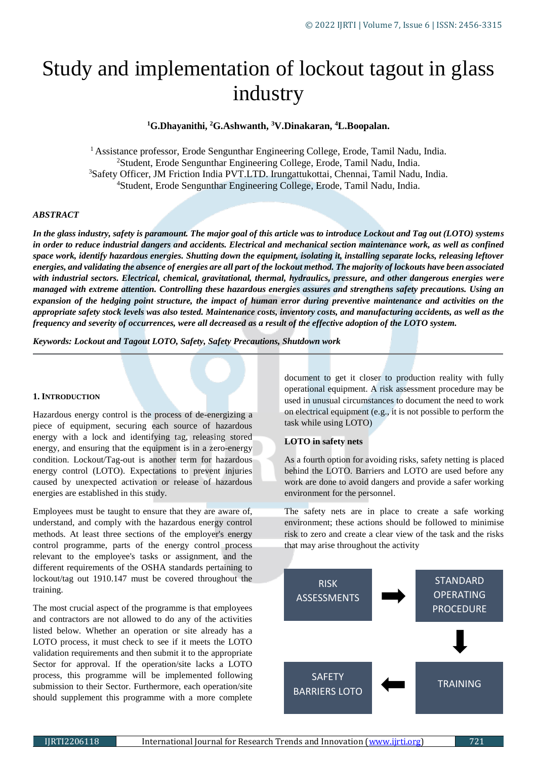# Study and implementation of lockout tagout in glass industry

**[1]G.Dhayanithi, [2]G.Ashwanth, [3]V.Dinakaran, [4]L.Boopalan.**

[1] Assistance professor, Erode Sengunthar Engineering College, Erode, Tamil Nadu, India.
[2]Student, Erode Sengunthar Engineering College, Erode, Tamil Nadu, India.
[3]Safety Officer, JM Friction India PVT.LTD. Irungattukottai, Chennai, Tamil Nadu, India.
[4]Student, Erode Sengunthar Engineering College, Erode, Tamil Nadu, India.

***ABSTRACT***

***In the glass industry, safety is paramount. The major goal of this article was to introduce Lockout and Tag out (LOTO) systems in order to reduce industrial dangers and accidents. Electrical and mechanical section maintenance work, as well as confined space work, identify hazardous energies. Shutting down the equipment, isolating it, installing separate locks, releasing leftover energies, and validating the absence of energies are all part of the lockout method. The majority of lockouts have been associated with industrial sectors. Electrical, chemical, gravitational, thermal, hydraulics, pressure, and other dangerous energies were managed with extreme attention. Controlling these hazardous energies assures and strengthens safety precautions. Using an expansion of the hedging point structure, the impact of human error during preventive maintenance and activities on the appropriate safety stock levels was also tested. Maintenance costs, inventory costs, and manufacturing accidents, as well as the frequency and severity of occurrences, were all decreased as a result of the effective adoption of the LOTO system.***

***Keywords: Lockout and Tagout LOTO, Safety, Safety Precautions, Shutdown work***

## 1. Introduction

Hazardous energy control is the process of de-energizing a piece of equipment, securing each source of hazardous energy with a lock and identifying tag, releasing stored energy, and ensuring that the equipment is in a zero-energy condition. Lockout/Tag-out is another term for hazardous energy control (LOTO). Expectations to prevent injuries caused by unexpected activation or release of hazardous energies are established in this study.

Employees must be taught to ensure that they are aware of, understand, and comply with the hazardous energy control methods. At least three sections of the employer's energy control programme, parts of the energy control process relevant to the employee's tasks or assignment, and the different requirements of the OSHA standards pertaining to lockout/tag out 1910.147 must be covered throughout the training.

The most crucial aspect of the programme is that employees and contractors are not allowed to do any of the activities listed below. Whether an operation or site already has a LOTO process, it must check to see if it meets the LOTO validation requirements and then submit it to the appropriate Sector for approval. If the operation/site lacks a LOTO process, this programme will be implemented following submission to their Sector. Furthermore, each operation/site should supplement this programme with a more complete document to get it closer to production reality with fully operational equipment. A risk assessment procedure may be used in unusual circumstances to document the need to work on electrical equipment (e.g., it is not possible to perform the task while using LOTO)

### LOTO in safety nets

As a fourth option for avoiding risks, safety netting is placed behind the LOTO. Barriers and LOTO are used before any work are done to avoid dangers and provide a safer working environment for the personnel.

The safety nets are in place to create a safe working environment; these actions should be followed to minimise risk to zero and create a clear view of the task and the risks that may arise throughout the activity

RISK ASSESSMENTS → STANDARD OPERATING PROCEDURE → TRAINING → SAFETY BARRIERS LOTO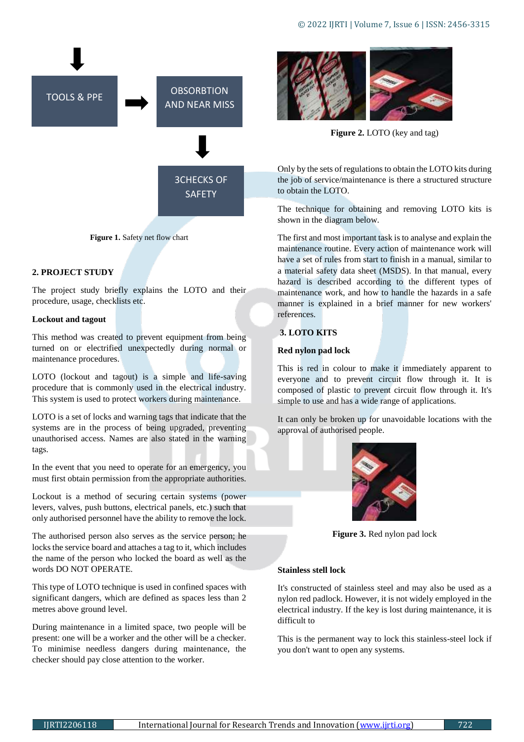TOOLS & PPE → OBSORBTION AND NEAR MISS → 3CHECKS OF SAFETY

Figure 1. Safety net flow chart

## 2. PROJECT STUDY

The project study briefly explains the LOTO and their procedure, usage, checklists etc.

### Lockout and tagout

This method was created to prevent equipment from being turned on or electrified unexpectedly during normal or maintenance procedures.

LOTO (lockout and tagout) is a simple and life-saving procedure that is commonly used in the electrical industry. This system is used to protect workers during maintenance.

LOTO is a set of locks and warning tags that indicate that the systems are in the process of being upgraded, preventing unauthorised access. Names are also stated in the warning tags.

In the event that you need to operate for an emergency, you must first obtain permission from the appropriate authorities.

Lockout is a method of securing certain systems (power levers, valves, push buttons, electrical panels, etc.) such that only authorised personnel have the ability to remove the lock.

The authorised person also serves as the service person; he locks the service board and attaches a tag to it, which includes the name of the person who locked the board as well as the words DO NOT OPERATE.

This type of LOTO technique is used in confined spaces with significant dangers, which are defined as spaces less than 2 metres above ground level.

During maintenance in a limited space, two people will be present: one will be a worker and the other will be a checker. To minimise needless dangers during maintenance, the checker should pay close attention to the worker.

**Figure 2.** LOTO (key and tag)

Only by the sets of regulations to obtain the LOTO kits during the job of service/maintenance is there a structured structure to obtain the LOTO.

The technique for obtaining and removing LOTO kits is shown in the diagram below.

The first and most important task is to analyse and explain the maintenance routine. Every action of maintenance work will have a set of rules from start to finish in a manual, similar to a material safety data sheet (MSDS). In that manual, every hazard is described according to the different types of maintenance work, and how to handle the hazards in a safe manner is explained in a brief manner for new workers' references.

## 3. LOTO KITS

### Red nylon pad lock

This is red in colour to make it immediately apparent to everyone and to prevent circuit flow through it. It is composed of plastic to prevent circuit flow through it. It's simple to use and has a wide range of applications.

It can only be broken up for unavoidable locations with the approval of authorised people.

**Figure 3.** Red nylon pad lock

### Stainless stell lock

It's constructed of stainless steel and may also be used as a nylon red padlock. However, it is not widely employed in the electrical industry. If the key is lost during maintenance, it is difficult to

This is the permanent way to lock this stainless-steel lock if you don't want to open any systems.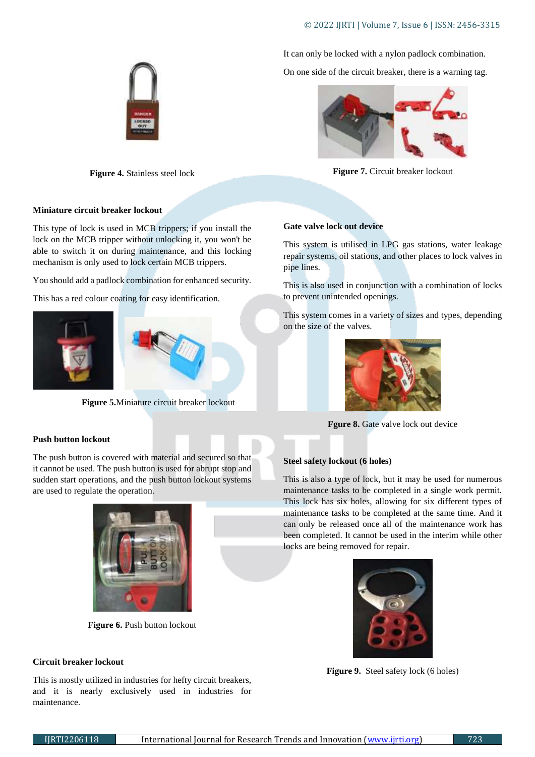**Figure 4.** Stainless steel lock

**Miniature circuit breaker lockout**

This type of lock is used in MCB trippers; if you install the lock on the MCB tripper without unlocking it, you won't be able to switch it on during maintenance, and this locking mechanism is only used to lock certain MCB trippers.

You should add a padlock combination for enhanced security.

This has a red colour coating for easy identification.

**Figure 5.**Miniature circuit breaker lockout

**Push button lockout**

The push button is covered with material and secured so that it cannot be used. The push button is used for abrupt stop and sudden start operations, and the push button lockout systems are used to regulate the operation.

**Figure 6.** Push button lockout

**Circuit breaker lockout**

This is mostly utilized in industries for hefty circuit breakers, and it is nearly exclusively used in industries for maintenance.

It can only be locked with a nylon padlock combination.

On one side of the circuit breaker, there is a warning tag.

**Figure 7.** Circuit breaker lockout

**Gate valve lock out device**

This system is utilised in LPG gas stations, water leakage repair systems, oil stations, and other places to lock valves in pipe lines.

This is also used in conjunction with a combination of locks to prevent unintended openings.

This system comes in a variety of sizes and types, depending on the size of the valves.

**Fgure 8.** Gate valve lock out device

**Steel safety lockout (6 holes)**

This is also a type of lock, but it may be used for numerous maintenance tasks to be completed in a single work permit. This lock has six holes, allowing for six different types of maintenance tasks to be completed at the same time. And it can only be released once all of the maintenance work has been completed. It cannot be used in the interim while other locks are being removed for repair.

**Figure 9.** Steel safety lock (6 holes)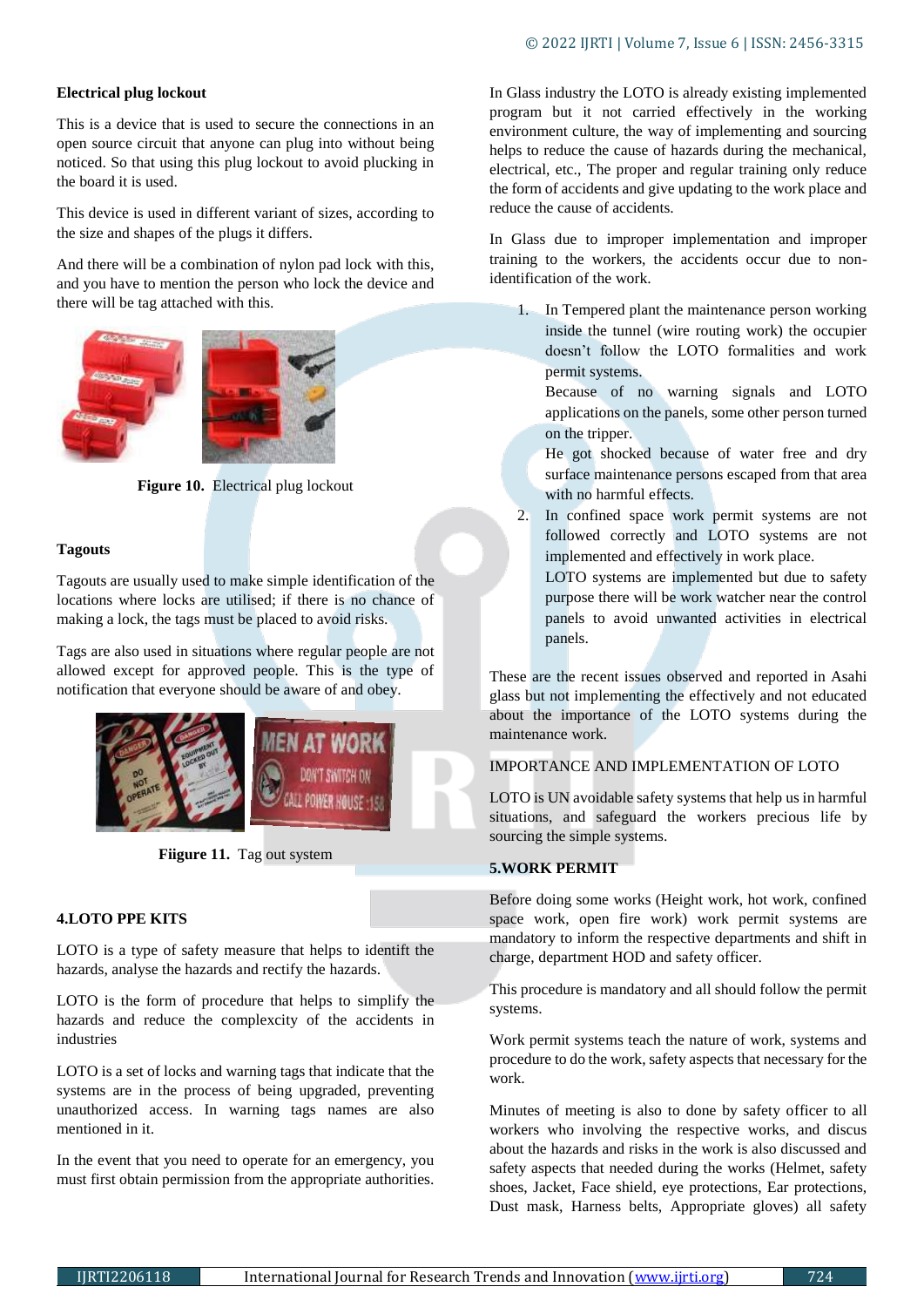### Electrical plug lockout

This is a device that is used to secure the connections in an open source circuit that anyone can plug into without being noticed. So that using this plug lockout to avoid plucking in the board it is used.

This device is used in different variant of sizes, according to the size and shapes of the plugs it differs.

And there will be a combination of nylon pad lock with this, and you have to mention the person who lock the device and there will be tag attached with this.

**Figure 10.** Electrical plug lockout

### Tagouts

Tagouts are usually used to make simple identification of the locations where locks are utilised; if there is no chance of making a lock, the tags must be placed to avoid risks.

Tags are also used in situations where regular people are not allowed except for approved people. This is the type of notification that everyone should be aware of and obey.

**Fiigure 11.** Tag out system

## 4.LOTO PPE KITS

LOTO is a type of safety measure that helps to identift the hazards, analyse the hazards and rectify the hazards.

LOTO is the form of procedure that helps to simplify the hazards and reduce the complexcity of the accidents in industries

LOTO is a set of locks and warning tags that indicate that the systems are in the process of being upgraded, preventing unauthorized access. In warning tags names are also mentioned in it.

In the event that you need to operate for an emergency, you must first obtain permission from the appropriate authorities.

In Glass industry the LOTO is already existing implemented program but it not carried effectively in the working environment culture, the way of implementing and sourcing helps to reduce the cause of hazards during the mechanical, electrical, etc., The proper and regular training only reduce the form of accidents and give updating to the work place and reduce the cause of accidents.

In Glass due to improper implementation and improper training to the workers, the accidents occur due to non-identification of the work.

1. In Tempered plant the maintenance person working inside the tunnel (wire routing work) the occupier doesn't follow the LOTO formalities and work permit systems.
   Because of no warning signals and LOTO applications on the panels, some other person turned on the tripper.
   He got shocked because of water free and dry surface maintenance persons escaped from that area with no harmful effects.
2. In confined space work permit systems are not followed correctly and LOTO systems are not implemented and effectively in work place.
   LOTO systems are implemented but due to safety purpose there will be work watcher near the control panels to avoid unwanted activities in electrical panels.

These are the recent issues observed and reported in Asahi glass but not implementing the effectively and not educated about the importance of the LOTO systems during the maintenance work.

IMPORTANCE AND IMPLEMENTATION OF LOTO

LOTO is UN avoidable safety systems that help us in harmful situations, and safeguard the workers precious life by sourcing the simple systems.

## 5.WORK PERMIT

Before doing some works (Height work, hot work, confined space work, open fire work) work permit systems are mandatory to inform the respective departments and shift in charge, department HOD and safety officer.

This procedure is mandatory and all should follow the permit systems.

Work permit systems teach the nature of work, systems and procedure to do the work, safety aspects that necessary for the work.

Minutes of meeting is also to done by safety officer to all workers who involving the respective works, and discus about the hazards and risks in the work is also discussed and safety aspects that needed during the works (Helmet, safety shoes, Jacket, Face shield, eye protections, Ear protections, Dust mask, Harness belts, Appropriate gloves) all safety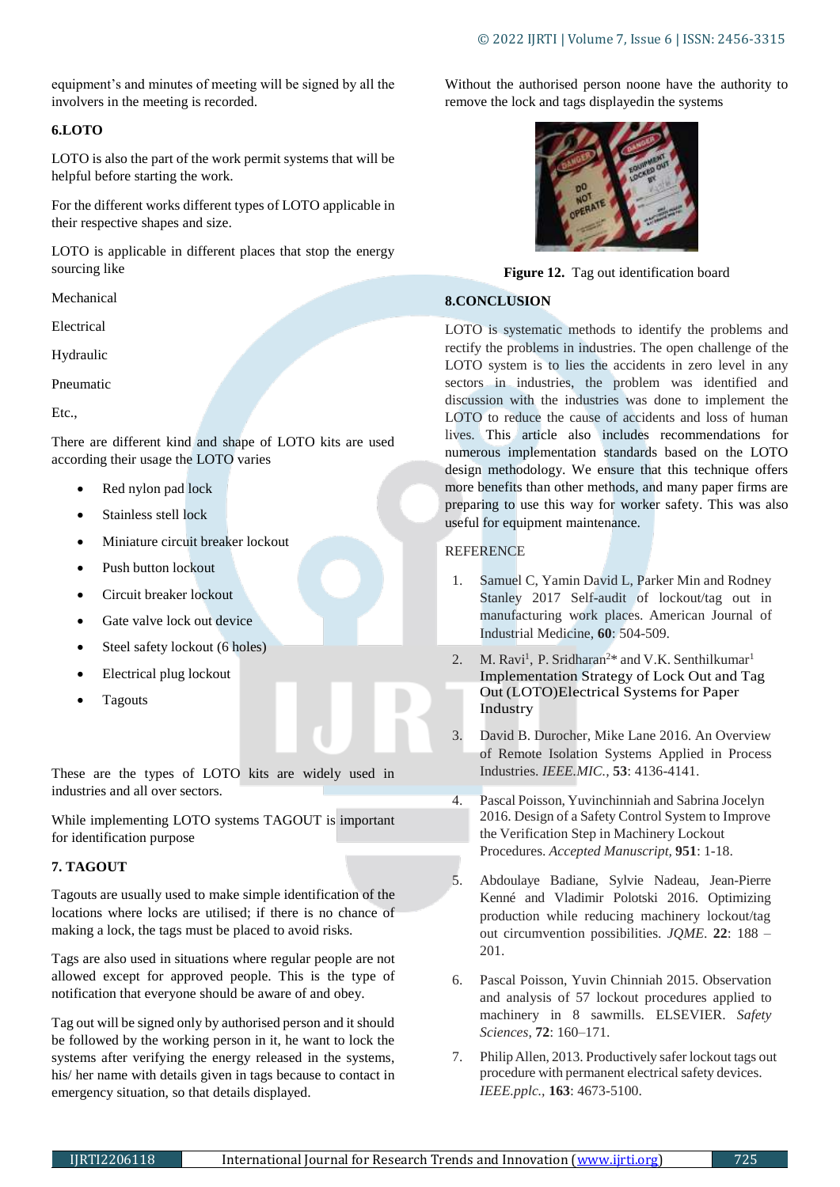equipment's and minutes of meeting will be signed by all the involvers in the meeting is recorded.

### 6.LOTO

LOTO is also the part of the work permit systems that will be helpful before starting the work.

For the different works different types of LOTO applicable in their respective shapes and size.

LOTO is applicable in different places that stop the energy sourcing like

Mechanical

Electrical

Hydraulic

Pneumatic

Etc.,

There are different kind and shape of LOTO kits are used according their usage the LOTO varies

- Red nylon pad lock
- Stainless stell lock
- Miniature circuit breaker lockout
- Push button lockout
- Circuit breaker lockout
- Gate valve lock out device
- Steel safety lockout (6 holes)
- Electrical plug lockout
- Tagouts

These are the types of LOTO kits are widely used in industries and all over sectors.

While implementing LOTO systems TAGOUT is important for identification purpose

### 7. TAGOUT

Tagouts are usually used to make simple identification of the locations where locks are utilised; if there is no chance of making a lock, the tags must be placed to avoid risks.

Tags are also used in situations where regular people are not allowed except for approved people. This is the type of notification that everyone should be aware of and obey.

Tag out will be signed only by authorised person and it should be followed by the working person in it, he want to lock the systems after verifying the energy released in the systems, his/ her name with details given in tags because to contact in emergency situation, so that details displayed.

Without the authorised person noone have the authority to remove the lock and tags displayedin the systems

**Figure 12.** Tag out identification board

### 8.CONCLUSION

LOTO is systematic methods to identify the problems and rectify the problems in industries. The open challenge of the LOTO system is to lies the accidents in zero level in any sectors in industries, the problem was identified and discussion with the industries was done to implement the LOTO to reduce the cause of accidents and loss of human lives. This article also includes recommendations for numerous implementation standards based on the LOTO design methodology. We ensure that this technique offers more benefits than other methods, and many paper firms are preparing to use this way for worker safety. This was also useful for equipment maintenance.

### REFERENCE

1. Samuel C, Yamin David L, Parker Min and Rodney Stanley 2017 Self-audit of lockout/tag out in manufacturing work places. American Journal of Industrial Medicine, **60**: 504-509.
2. M. Ravi[1], P. Sridharan[2]* and V.K. Senthilkumar[1] Implementation Strategy of Lock Out and Tag Out (LOTO)Electrical Systems for Paper Industry
3. David B. Durocher, Mike Lane 2016. An Overview of Remote Isolation Systems Applied in Process Industries. *IEEE.MIC.*, **53**: 4136-4141.
4. Pascal Poisson, Yuvinchinniah and Sabrina Jocelyn 2016. Design of a Safety Control System to Improve the Verification Step in Machinery Lockout Procedures. *Accepted Manuscript*, **951**: 1-18.
5. Abdoulaye Badiane, Sylvie Nadeau, Jean-Pierre Kenné and Vladimir Polotski 2016. Optimizing production while reducing machinery lockout/tag out circumvention possibilities. *JQME*. **22**: 188 – 201.
6. Pascal Poisson, Yuvin Chinniah 2015. Observation and analysis of 57 lockout procedures applied to machinery in 8 sawmills. ELSEVIER. *Safety Sciences*, **72**: 160–171.
7. Philip Allen, 2013. Productively safer lockout tags out procedure with permanent electrical safety devices. *IEEE.pplc.*, **163**: 4673-5100.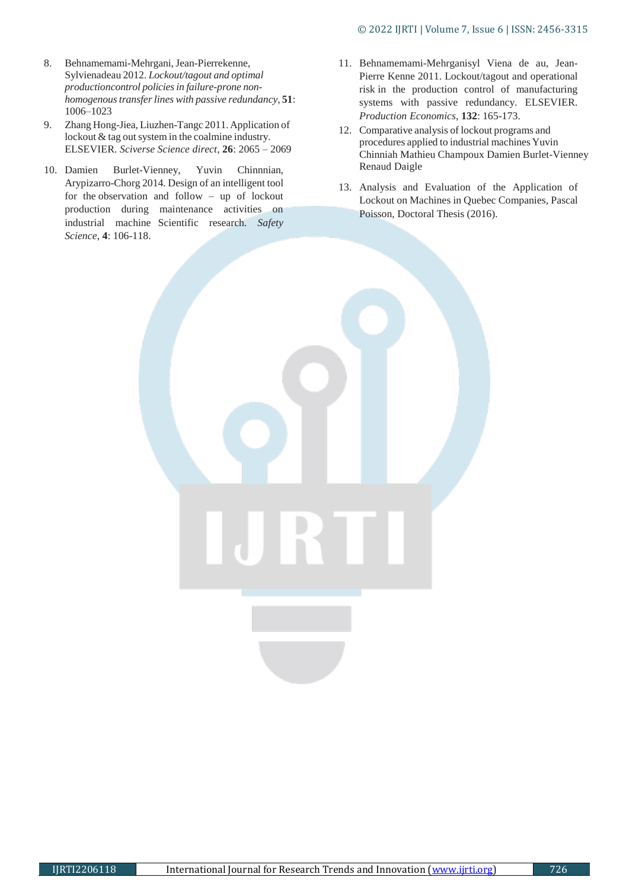8. Behnamemami-Mehrgani, Jean-Pierrekenne, Sylvienadeau 2012. *Lockout/tagout and optimal productioncontrol policies in failure-prone non-homogenous transfer lines with passive redundancy*, **51**: 1006–1023
9. Zhang Hong-Jiea, Liuzhen-Tangc 2011. Application of lockout & tag out system in the coalmine industry. ELSEVIER. *Sciverse Science direct*, **26**: 2065 – 2069
10. Damien Burlet-Vienney, Yuvin Chinnnian, Arypizarro-Chorg 2014. Design of an intelligent tool for the observation and follow – up of lockout production during maintenance activities on industrial machine Scientific research. *Safety Science*, **4**: 106-118.
11. Behnamemami-Mehrganisyl Viena de au, Jean-Pierre Kenne 2011. Lockout/tagout and operational risk in the production control of manufacturing systems with passive redundancy. ELSEVIER. *Production Economics*, **132**: 165-173.
12. Comparative analysis of lockout programs and procedures applied to industrial machines Yuvin Chinniah Mathieu Champoux Damien Burlet-Vienney Renaud Daigle
13. Analysis and Evaluation of the Application of Lockout on Machines in Quebec Companies, Pascal Poisson, Doctoral Thesis (2016).